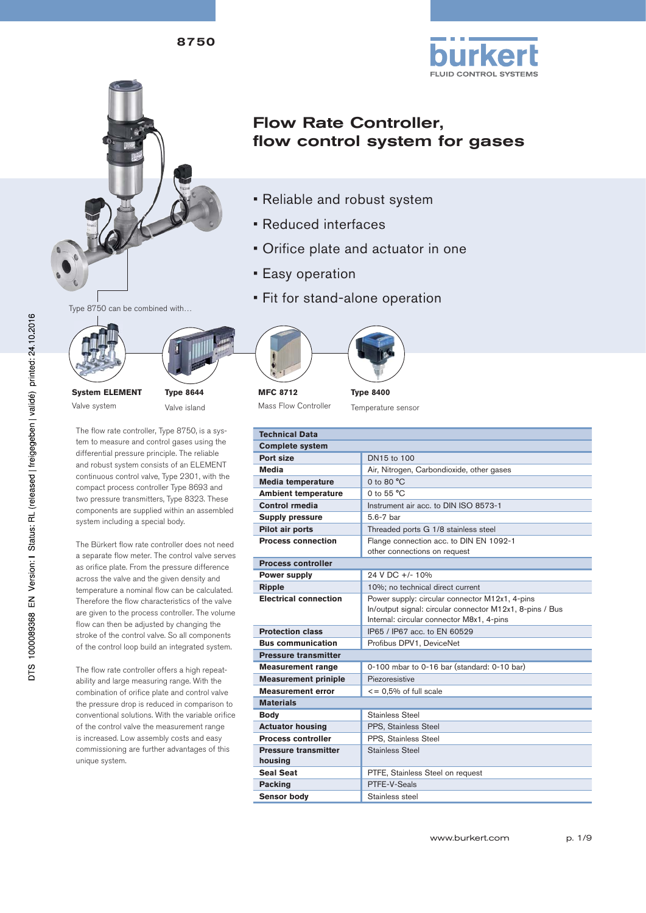8750

# Flow Rate Controller, flow control system for gases

- Reliable and robust system
- Reduced interfaces
- Orifice plate and actuator in one
- Easy operation
- Fit for stand-alone operation

Type 8750 can be combined with…

**System ELEMENT**
Valve system

**Type 8644**
Valve island

**MFC 8712**
Mass Flow Controller

**Type 8400**
Temperature sensor

The flow rate controller, Type 8750, is a system to measure and control gases using the differential pressure principle. The reliable and robust system consists of an ELEMENT continuous control valve, Type 2301, with the compact process controller Type 8693 and two pressure transmitters, Type 8323. These components are supplied within an assembled system including a special body.

The Bürkert flow rate controller does not need a separate flow meter. The control valve serves as orifice plate. From the pressure difference across the valve and the given density and temperature a nominal flow can be calculated. Therefore the flow characteristics of the valve are given to the process controller. The volume flow can then be adjusted by changing the stroke of the control valve. So all components of the control loop build an integrated system.

The flow rate controller offers a high repeatability and large measuring range. With the combination of orifice plate and control valve the pressure drop is reduced in comparison to conventional solutions. With the variable orifice of the control valve the measurement range is increased. Low assembly costs and easy commissioning are further advantages of this unique system.

| Technical Data | |
|---|---|
| **Complete system** | |
| **Port size** | DN15 to 100 |
| **Media** | Air, Nitrogen, Carbondioxide, other gases |
| **Media temperature** | 0 to 80 °C |
| **Ambient temperature** | 0 to 55 °C |
| **Control rmedia** | Instrument air acc. to DIN ISO 8573-1 |
| **Supply pressure** | 5.6-7 bar |
| **Pilot air ports** | Threaded ports G 1/8 stainless steel |
| **Process connection** | Flange connection acc. to DIN EN 1092-1<br>other connections on request |
| **Process controller** | |
| **Power supply** | 24 V DC +/- 10% |
| **Ripple** | 10%; no technical direct current |
| **Electrical connection** | Power supply: circular connector M12x1, 4-pins<br>In/output signal: circular connector M12x1, 8-pins / Bus<br>Internal: circular connector M8x1, 4-pins |
| **Protection class** | IP65 / IP67 acc. to EN 60529 |
| **Bus communication** | Profibus DPV1, DeviceNet |
| **Pressure transmitter** | |
| **Measurement range** | 0-100 mbar to 0-16 bar (standard: 0-10 bar) |
| **Measurement priniple** | Piezoresistive |
| **Measurement error** | <= 0,5% of full scale |
| **Materials** | |
| **Body** | Stainless Steel |
| **Actuator housing** | PPS, Stainless Steel |
| **Process controller** | PPS, Stainless Steel |
| **Pressure transmitter housing** | Stainless Steel |
| **Seal Seat** | PTFE, Stainless Steel on request |
| **Packing** | PTFE-V-Seals |
| **Sensor body** | Stainless steel |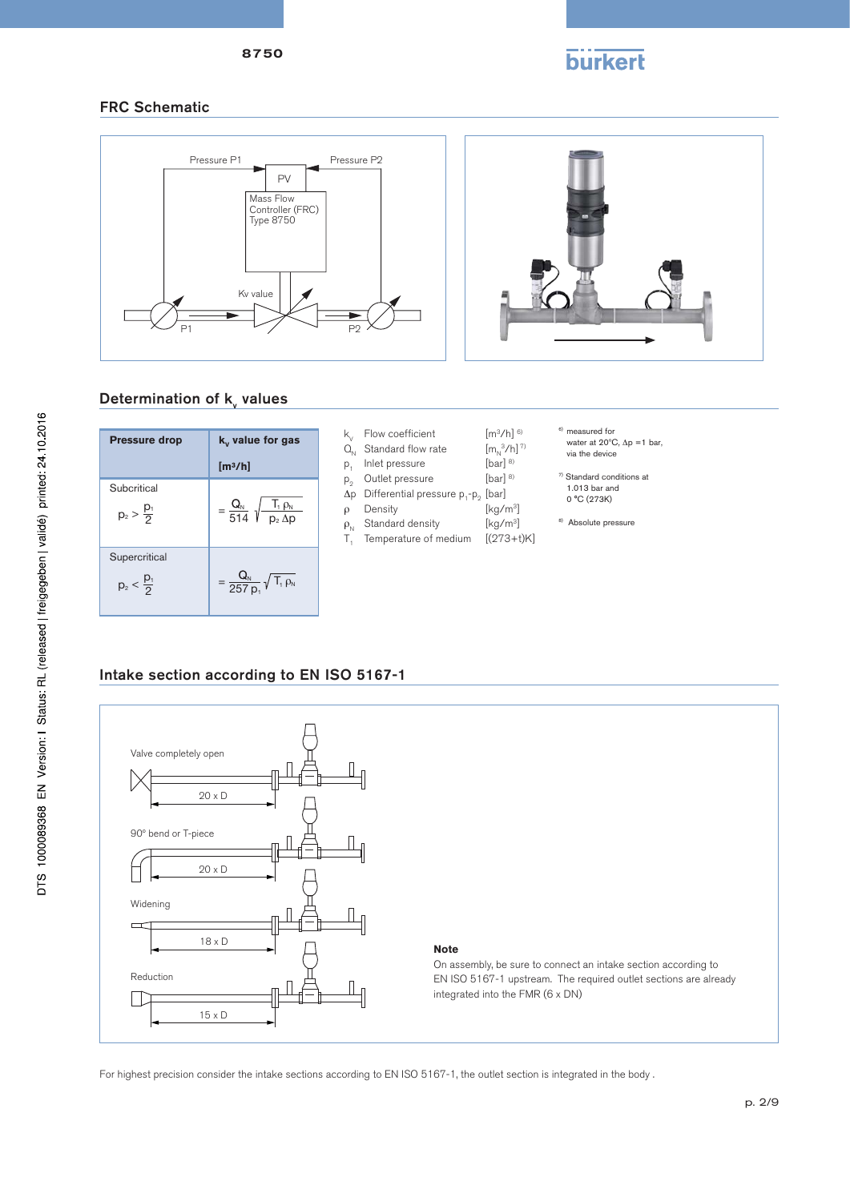## FRC Schematic

Pressure P1 Pressure P2

PV

Mass Flow Controller (FRC) Type 8750

Kv value

P1 P2

## Determination of $k_v$ values

| Pressure drop | $k_v$ value for gas [m³/h] |
|---|---|
| Subcritical $p_2 > \frac{p_1}{2}$ | $= \frac{Q_N}{514} \sqrt{\frac{T_1 \rho_N}{p_2 \Delta p}}$ |
| Supercritical $p_2 < \frac{p_1}{2}$ | $= \frac{Q_N}{257 p_1} \sqrt{T_1 \rho_N}$ |

| | | |
|---|---|---|
| $k_v$ | Flow coefficient | [m³/h] [6] |
| $Q_N$ | Standard flow rate | [$m_N^3$/h] [7] |
| $p_1$ | Inlet pressure | [bar] [8] |
| $p_2$ | Outlet pressure | [bar] [8] |
| $\Delta p$ | Differential pressure $p_1$-$p_2$ | [bar] |
| $\rho$ | Density | [kg/m³] |
| $\rho_N$ | Standard density | [kg/m³] |
| $T_1$ | Temperature of medium | [(273+t)K] |

[6] measured for water at 20°C, $\Delta p$ =1 bar, via the device

[7] Standard conditions at 1.013 bar and 0 °C (273K)

[8] Absolute pressure

## Intake section according to EN ISO 5167-1

Valve completely open — 20 x D

90° bend or T-piece — 20 x D

Widening — 18 x D

Reduction — 15 x D

**Note**

On assembly, be sure to connect an intake section according to EN ISO 5167-1 upstream. The required outlet sections are already integrated into the FMR (6 x DN)

For highest precision consider the intake sections according to EN ISO 5167-1, the outlet section is integrated in the body .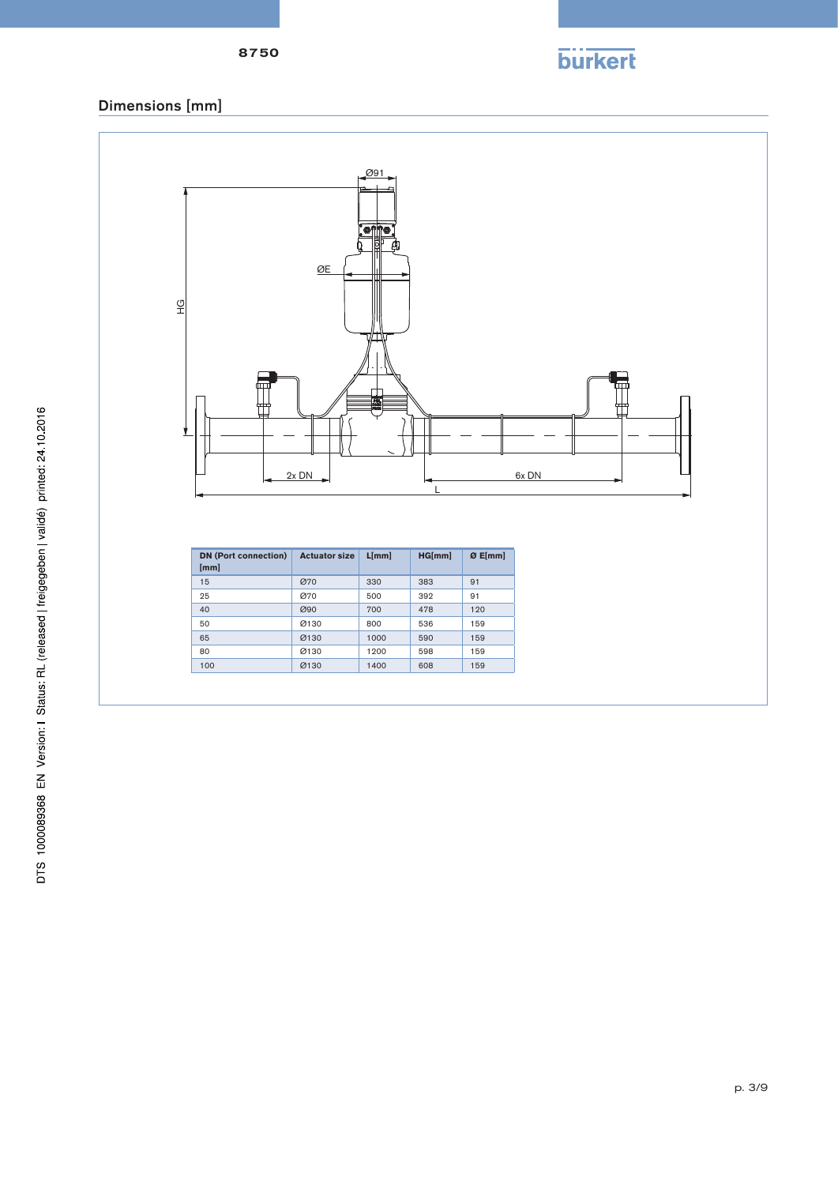## Dimensions [mm]

| DN (Port connection) [mm] | Actuator size | L[mm] | HG[mm] | Ø E[mm] |
|---|---|---|---|---|
| 15 | Ø70 | 330 | 383 | 91 |
| 25 | Ø70 | 500 | 392 | 91 |
| 40 | Ø90 | 700 | 478 | 120 |
| 50 | Ø130 | 800 | 536 | 159 |
| 65 | Ø130 | 1000 | 590 | 159 |
| 80 | Ø130 | 1200 | 598 | 159 |
| 100 | Ø130 | 1400 | 608 | 159 |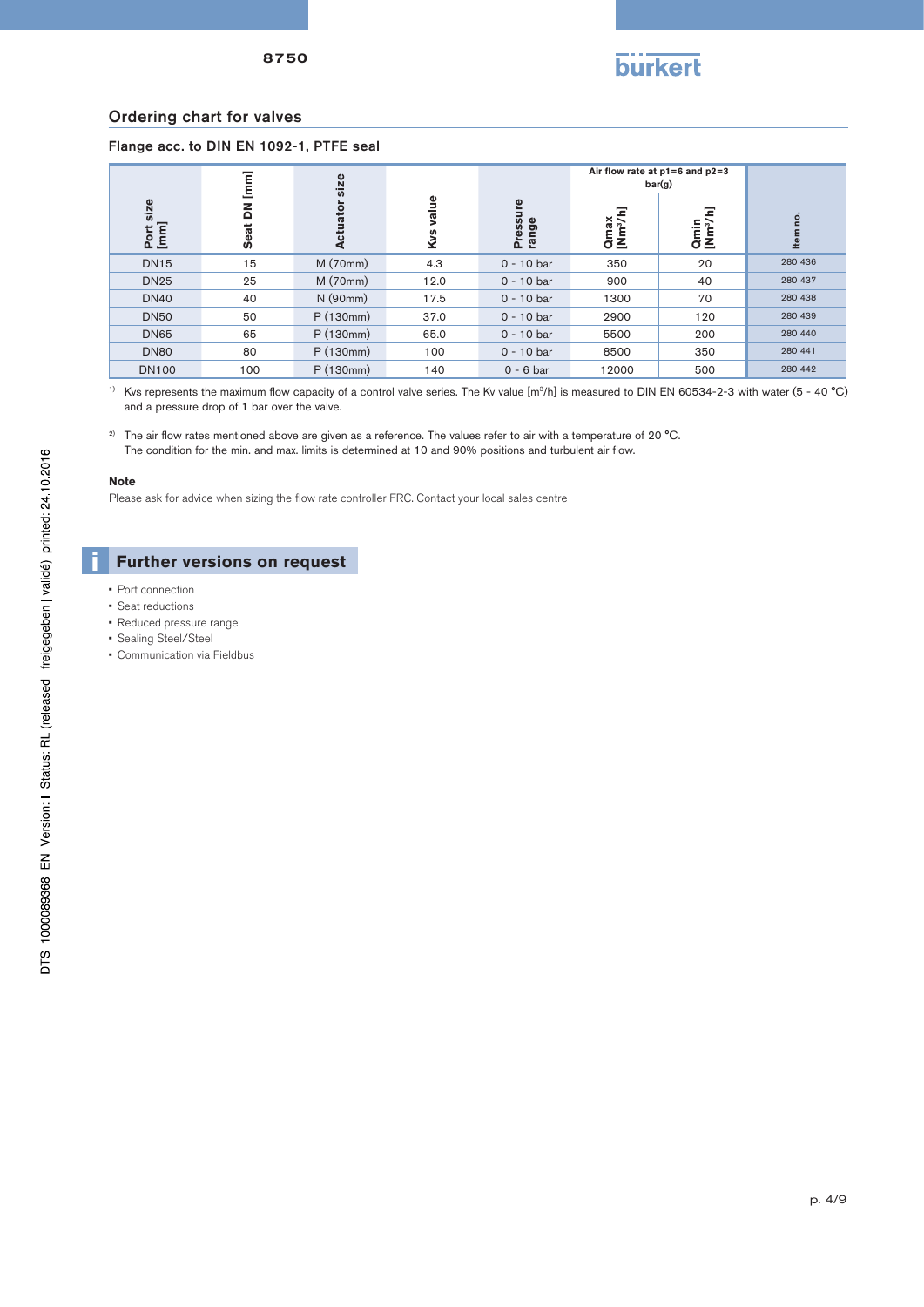## Ordering chart for valves

### Flange acc. to DIN EN 1092-1, PTFE seal

| Port size [mm] | Seat DN [mm] | Actuator size | Kvs value | Pressure range | Air flow rate at p1=6 and p2=3 bar(g) | | Item no. |
|---|---|---|---|---|---|---|---|
| | | | | | Qmax [Nm³/h] | Qmin [Nm³/h] | |
| DN15 | 15 | M (70mm) | 4.3 | 0 - 10 bar | 350 | 20 | 280 436 |
| DN25 | 25 | M (70mm) | 12.0 | 0 - 10 bar | 900 | 40 | 280 437 |
| DN40 | 40 | N (90mm) | 17.5 | 0 - 10 bar | 1300 | 70 | 280 438 |
| DN50 | 50 | P (130mm) | 37.0 | 0 - 10 bar | 2900 | 120 | 280 439 |
| DN65 | 65 | P (130mm) | 65.0 | 0 - 10 bar | 5500 | 200 | 280 440 |
| DN80 | 80 | P (130mm) | 100 | 0 - 10 bar | 8500 | 350 | 280 441 |
| DN100 | 100 | P (130mm) | 140 | 0 - 6 bar | 12000 | 500 | 280 442 |

[1] Kvs represents the maximum flow capacity of a control valve series. The Kv value [m³/h] is measured to DIN EN 60534-2-3 with water (5 - 40 °C) and a pressure drop of 1 bar over the valve.

[2] The air flow rates mentioned above are given as a reference. The values refer to air with a temperature of 20 °C. The condition for the min. and max. limits is determined at 10 and 90% positions and turbulent air flow.

**Note**

Please ask for advice when sizing the flow rate controller FRC. Contact your local sales centre

## Further versions on request

- Port connection
- Seat reductions
- Reduced pressure range
- Sealing Steel/Steel
- Communication via Fieldbus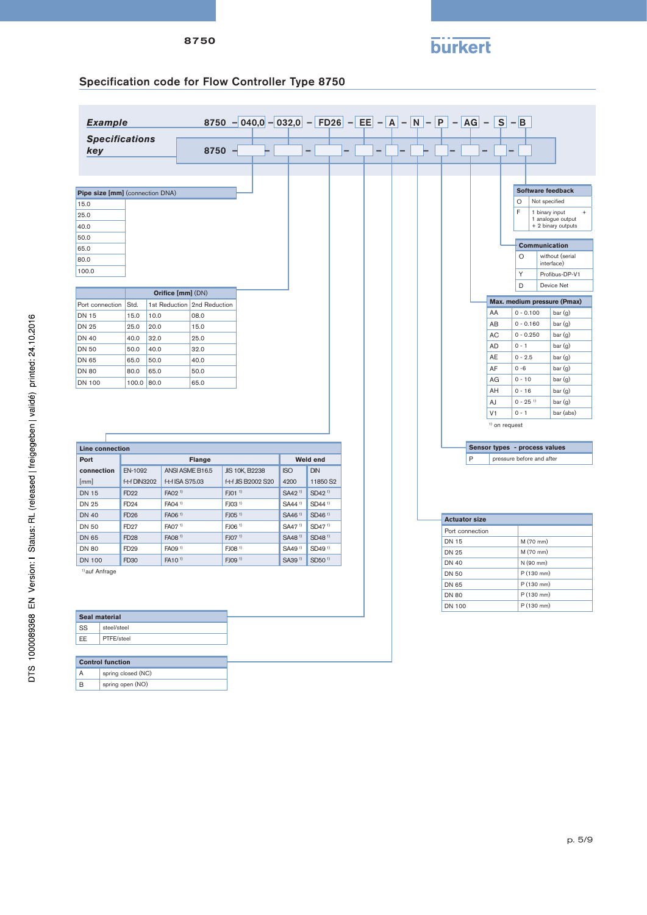## Specification code for Flow Controller Type 8750

| | | | | | | | | | | | |
|---|---|---|---|---|---|---|---|---|---|---|---|
| ***Example*** | 8750 | 040,0 | 032,0 | FD26 | EE | A | N | P | AG | S | B |
| ***Specifications key*** | 8750 | | | | | | | | | | |

**Pipe size [mm]** (connection DNA)

| |
|---|
| 15.0 |
| 25.0 |
| 40.0 |
| 50.0 |
| 65.0 |
| 80.0 |
| 100.0 |

**Orifice [mm] (DN)**

| Port connection | Std. | 1st Reduction | 2nd Reduction |
|---|---|---|---|
| DN 15 | 15.0 | 10.0 | 08.0 |
| DN 25 | 25.0 | 20.0 | 15.0 |
| DN 40 | 40.0 | 32.0 | 25.0 |
| DN 50 | 50.0 | 40.0 | 32.0 |
| DN 65 | 65.0 | 50.0 | 40.0 |
| DN 80 | 80.0 | 65.0 | 50.0 |
| DN 100 | 100.0 | 80.0 | 65.0 |

**Line connection**

| Port connection [mm] | Flange | | | Weld end | |
|---|---|---|---|---|---|
| | EN-1092 f-t-f DIN3202 | ANSI ASME B16.5 f-t-f ISA S75.03 | JIS 10K, B2238 f-t-f JIS B2002 S20 | ISO 4200 | DIN 11850 S2 |
| DN 15 | FD22 | FA02 [1] | FJ01 [1] | SA42 [1] | SD42 [1] |
| DN 25 | FD24 | FA04 [1] | FJ03 [1] | SA44 [1] | SD44 [1] |
| DN 40 | FD26 | FA06 [1] | FJ05 [1] | SA46 [1] | SD46 [1] |
| DN 50 | FD27 | FA07 [1] | FJ06 [1] | SA47 [1] | SD47 [1] |
| DN 65 | FD28 | FA08 [1] | FJ07 [1] | SA48 [1] | SD48 [1] |
| DN 80 | FD29 | FA09 [1] | FJ08 [1] | SA49 [1] | SD49 [1] |
| DN 100 | FD30 | FA10 [1] | FJ09 [1] | SA39 [1] | SD50 [1] |

[1] auf Anfrage

**Seal material**

| | |
|---|---|
| SS | steel/steel |
| EE | PTFE/steel |

**Control function**

| | |
|---|---|
| A | spring closed (NC) |
| B | spring open (NO) |

**Software feedback**

| | |
|---|---|
| O | Not specified |
| F | 1 binary input + 1 analogue output + 2 binary outputs |

**Communication**

| | |
|---|---|
| O | without (serial interface) |
| Y | Profibus-DP-V1 |
| D | Device Net |

**Max. medium pressure (Pmax)**

| | | |
|---|---|---|
| AA | 0 - 0.100 | bar (g) |
| AB | 0 - 0.160 | bar (g) |
| AC | 0 - 0.250 | bar (g) |
| AD | 0 - 1 | bar (g) |
| AE | 0 - 2.5 | bar (g) |
| AF | 0 -6 | bar (g) |
| AG | 0 - 10 | bar (g) |
| AH | 0 - 16 | bar (g) |
| AJ | 0 - 25 [1] | bar (g) |
| V1 | 0 - 1 | bar (abs) |

[1] on request

**Sensor types - process values**

| | |
|---|---|
| P | pressure before and after |

**Actuator size**

| Port connection | |
|---|---|
| DN 15 | M (70 mm) |
| DN 25 | M (70 mm) |
| DN 40 | N (90 mm) |
| DN 50 | P (130 mm) |
| DN 65 | P (130 mm) |
| DN 80 | P (130 mm) |
| DN 100 | P (130 mm) |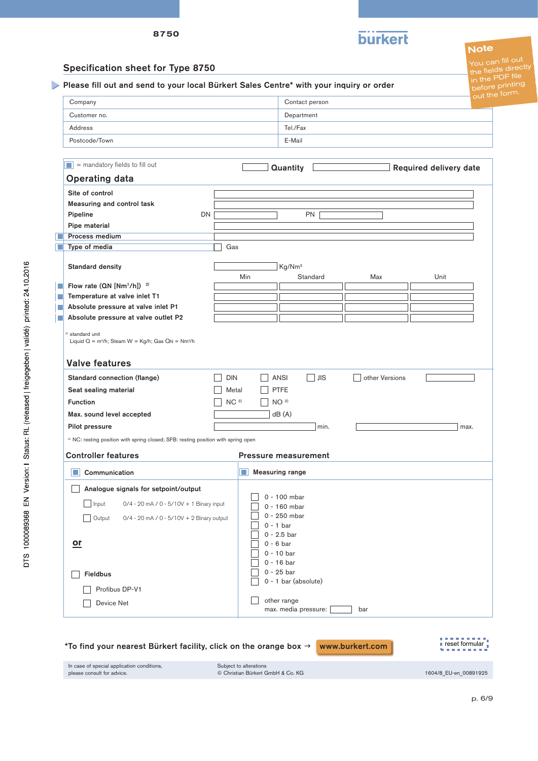# Specification sheet for Type 8750

**Note**
You can fill out the fields directly in the PDF file before printing out the form.

Please fill out and send to your local Bürkert Sales Centre* with your inquiry or order

| | |
|---|---|
| Company | Contact person |
| Customer no. | Department |
| Address | Tel./Fax |
| Postcode/Town | E-Mail |

☐ = mandatory fields to fill out

Quantity ______ Required delivery date ______

## Operating data

| | |
|---|---|
| Site of control | |
| Measuring and control task | |
| Pipeline | DN ______ PN ______ |
| Pipe material | |
| Process medium | |
| Type of media | ☐ Gas |
| Standard density | ______ Kg/Nm³ |

| | Min | Standard | Max | Unit |
|---|---|---|---|---|
| Flow rate (QN [Nm³/h]) [2] | | | | |
| Temperature at valve inlet T1 | | | | |
| Absolute pressure at valve inlet P1 | | | | |
| Absolute pressure at valve outlet P2 | | | | |

[2] standard unit
Liquid Q = m³/h; Steam W = Kg/h; Gas QN = Nm³/h

## Valve features

| | |
|---|---|
| Standard connection (flange) | ☐ DIN ☐ ANSI ☐ JIS ☐ other Versions ______ |
| Seat sealing material | ☐ Metal ☐ PTFE |
| Function | ☐ NC [3] ☐ NO [3] |
| Max. sound level accepted | ______ dB (A) |
| Pilot pressure | ______ min. ______ max. |

[3] NC: resting position with spring closed; SFB: resting position with spring open

## Controller features

☐ **Communication**

☐ **Analogue signals for setpoint/output**

- ☐ Input 0/4 - 20 mA / 0 - 5/10V + 1 Binary input
- ☐ Output 0/4 - 20 mA / 0 - 5/10V + 2 Binary output

**or**

☐ **Fieldbus**

- ☐ Profibus DP-V1
- ☐ Device Net

## Pressure measurement

☐ **Measuring range**

- ☐ 0 - 100 mbar
- ☐ 0 - 160 mbar
- ☐ 0 - 250 mbar
- ☐ 0 - 1 bar
- ☐ 0 - 2.5 bar
- ☐ 0 - 6 bar
- ☐ 0 - 10 bar
- ☐ 0 - 16 bar
- ☐ 0 - 25 bar
- ☐ 0 - 1 bar (absolute)

☐ other range
max. media pressure: ______ bar

*To find your nearest Bürkert facility, click on the orange box → www.burkert.com

reset formular

In case of special application conditions, please consult for advice.

Subject to alterations
© Christian Bürkert GmbH & Co. KG

1604/8_EU-en_00891925